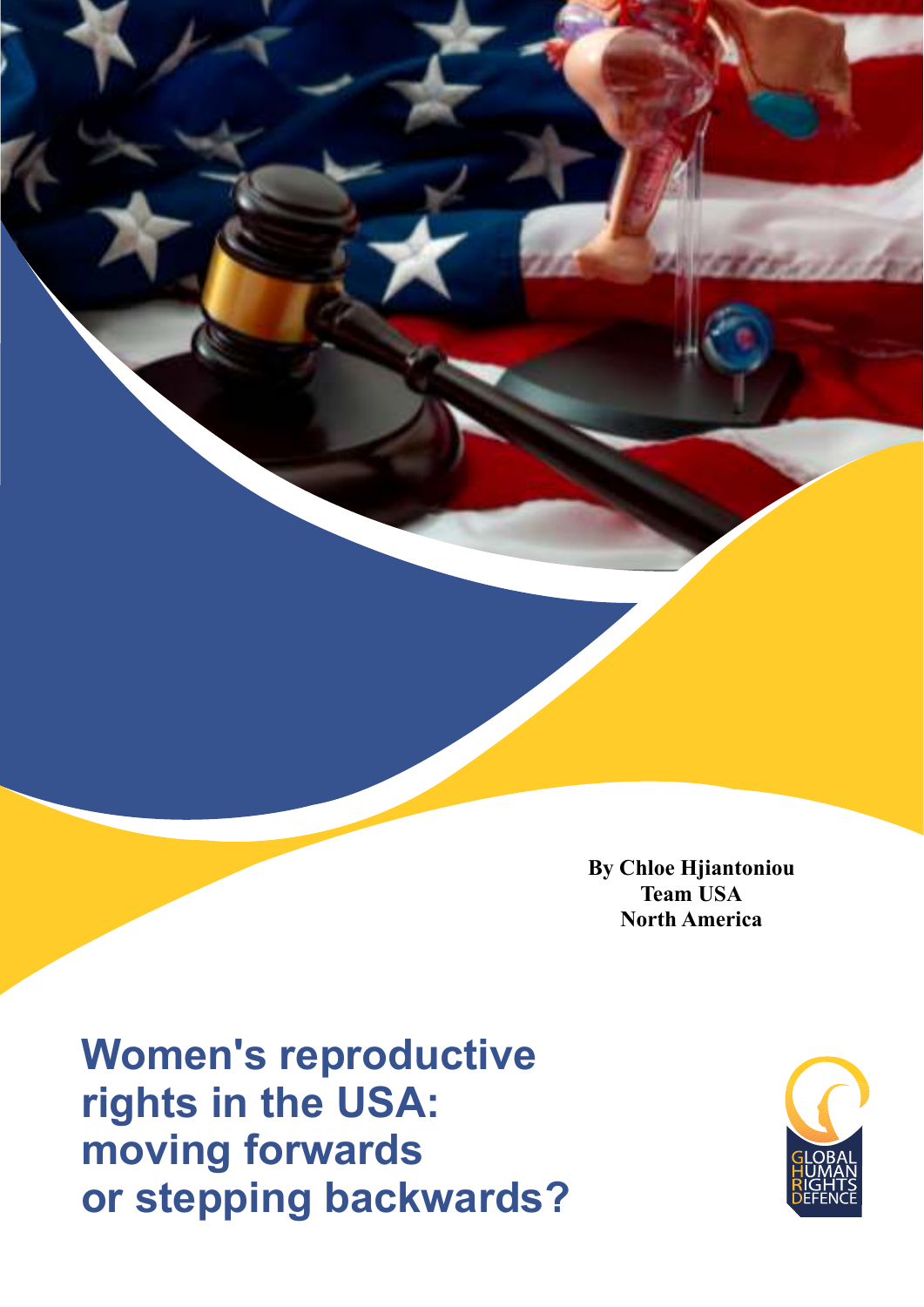**By Chloe Hjiantoniou**
**Team USA**
**North America**

# Women's reproductive rights in the USA: moving forwards or stepping backwards?

GLOBAL HUMAN RIGHTS DEFENCE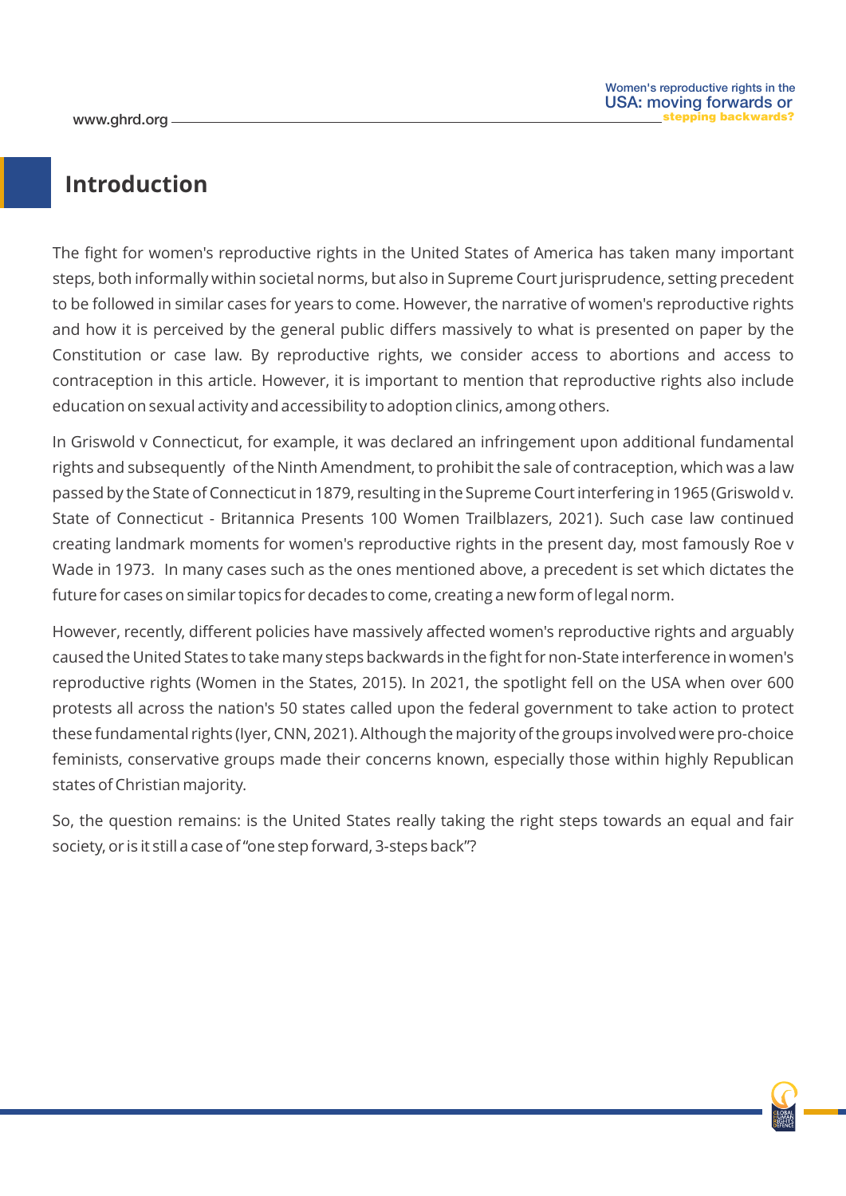## Introduction

The fight for women's reproductive rights in the United States of America has taken many important steps, both informally within societal norms, but also in Supreme Court jurisprudence, setting precedent to be followed in similar cases for years to come. However, the narrative of women's reproductive rights and how it is perceived by the general public differs massively to what is presented on paper by the Constitution or case law. By reproductive rights, we consider access to abortions and access to contraception in this article. However, it is important to mention that reproductive rights also include education on sexual activity and accessibility to adoption clinics, among others.

In Griswold v Connecticut, for example, it was declared an infringement upon additional fundamental rights and subsequently of the Ninth Amendment, to prohibit the sale of contraception, which was a law passed by the State of Connecticut in 1879, resulting in the Supreme Court interfering in 1965 (Griswold v. State of Connecticut - Britannica Presents 100 Women Trailblazers, 2021). Such case law continued creating landmark moments for women's reproductive rights in the present day, most famously Roe v Wade in 1973. In many cases such as the ones mentioned above, a precedent is set which dictates the future for cases on similar topics for decades to come, creating a new form of legal norm.

However, recently, different policies have massively affected women's reproductive rights and arguably caused the United States to take many steps backwards in the fight for non-State interference in women's reproductive rights (Women in the States, 2015). In 2021, the spotlight fell on the USA when over 600 protests all across the nation's 50 states called upon the federal government to take action to protect these fundamental rights (Iyer, CNN, 2021). Although the majority of the groups involved were pro-choice feminists, conservative groups made their concerns known, especially those within highly Republican states of Christian majority.

So, the question remains: is the United States really taking the right steps towards an equal and fair society, or is it still a case of "one step forward, 3-steps back"?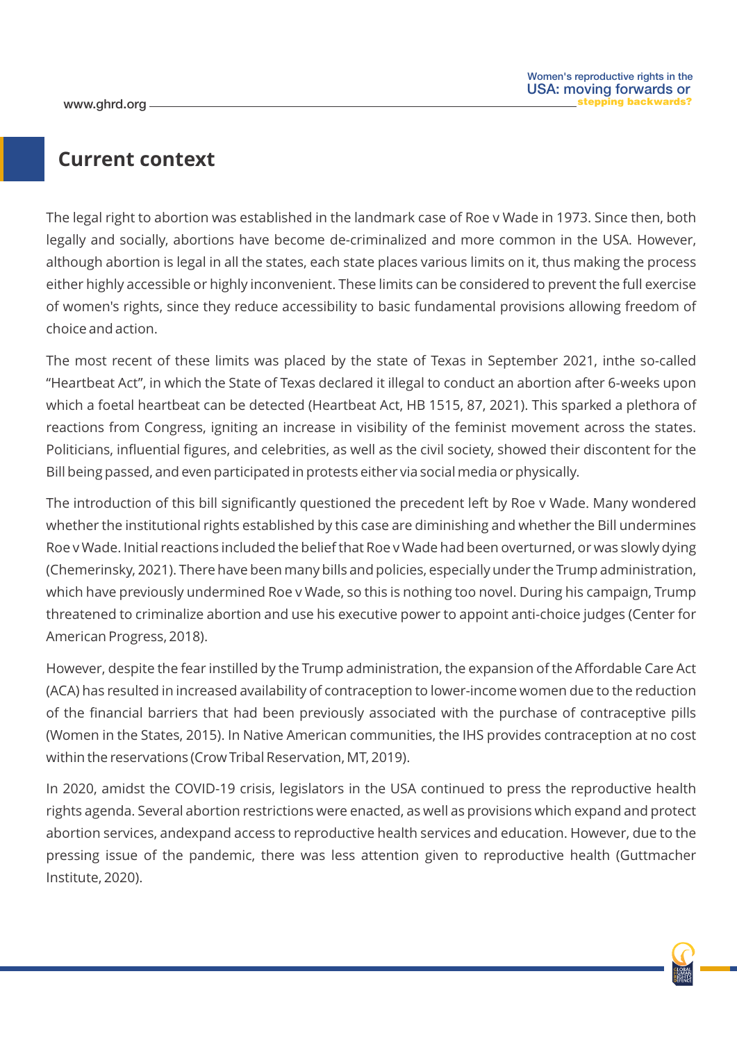## Current context

The legal right to abortion was established in the landmark case of Roe v Wade in 1973. Since then, both legally and socially, abortions have become de-criminalized and more common in the USA. However, although abortion is legal in all the states, each state places various limits on it, thus making the process either highly accessible or highly inconvenient. These limits can be considered to prevent the full exercise of women's rights, since they reduce accessibility to basic fundamental provisions allowing freedom of choice and action.

The most recent of these limits was placed by the state of Texas in September 2021, inthe so-called "Heartbeat Act", in which the State of Texas declared it illegal to conduct an abortion after 6-weeks upon which a foetal heartbeat can be detected (Heartbeat Act, HB 1515, 87, 2021). This sparked a plethora of reactions from Congress, igniting an increase in visibility of the feminist movement across the states. Politicians, influential figures, and celebrities, as well as the civil society, showed their discontent for the Bill being passed, and even participated in protests either via social media or physically.

The introduction of this bill significantly questioned the precedent left by Roe v Wade. Many wondered whether the institutional rights established by this case are diminishing and whether the Bill undermines Roe v Wade. Initial reactions included the belief that Roe v Wade had been overturned, or was slowly dying (Chemerinsky, 2021). There have been many bills and policies, especially under the Trump administration, which have previously undermined Roe v Wade, so this is nothing too novel. During his campaign, Trump threatened to criminalize abortion and use his executive power to appoint anti-choice judges (Center for American Progress, 2018).

However, despite the fear instilled by the Trump administration, the expansion of the Affordable Care Act (ACA) has resulted in increased availability of contraception to lower-income women due to the reduction of the financial barriers that had been previously associated with the purchase of contraceptive pills (Women in the States, 2015). In Native American communities, the IHS provides contraception at no cost within the reservations (Crow Tribal Reservation, MT, 2019).

In 2020, amidst the COVID-19 crisis, legislators in the USA continued to press the reproductive health rights agenda. Several abortion restrictions were enacted, as well as provisions which expand and protect abortion services, andexpand access to reproductive health services and education. However, due to the pressing issue of the pandemic, there was less attention given to reproductive health (Guttmacher Institute, 2020).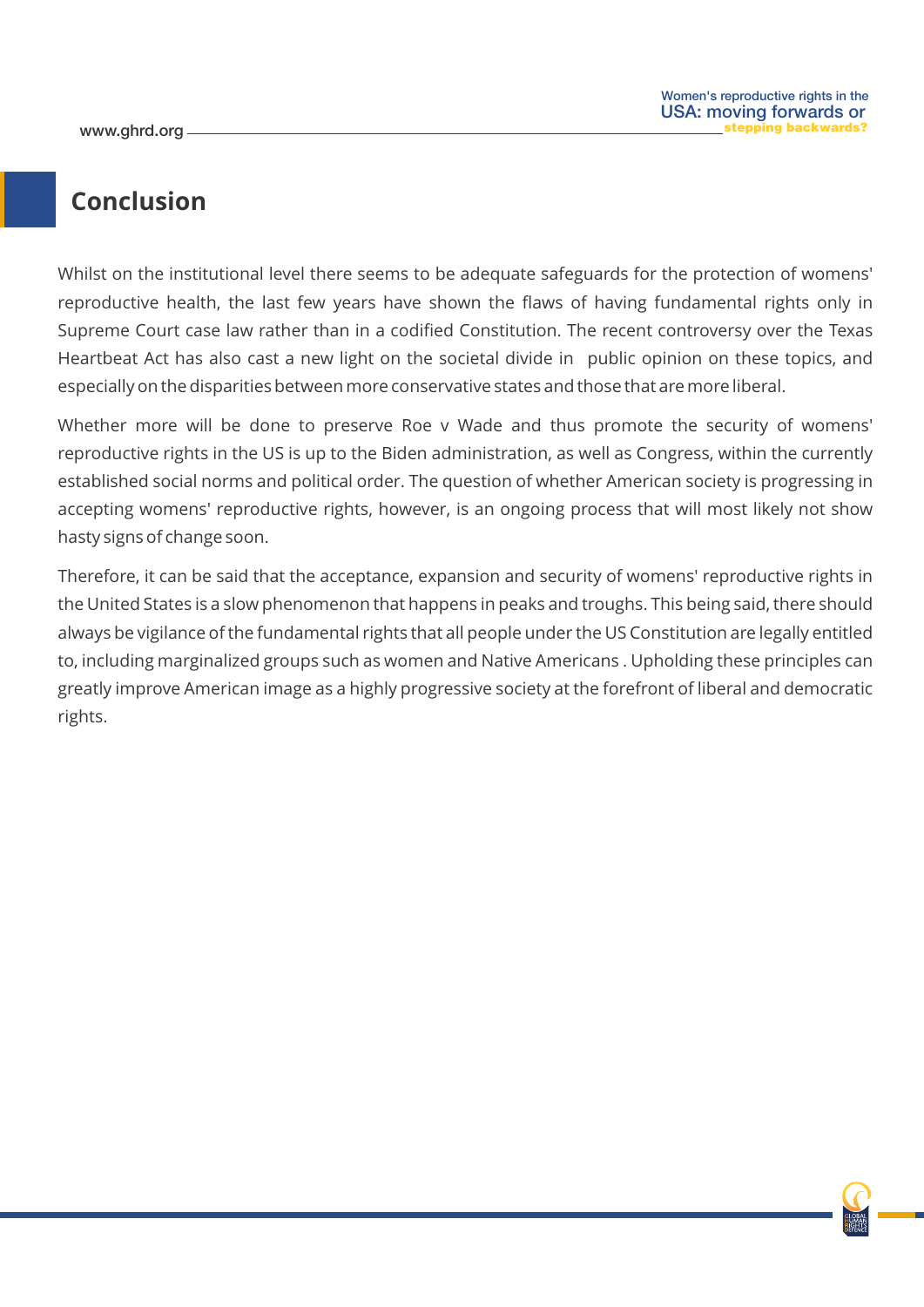## Conclusion

Whilst on the institutional level there seems to be adequate safeguards for the protection of womens' reproductive health, the last few years have shown the flaws of having fundamental rights only in Supreme Court case law rather than in a codified Constitution. The recent controversy over the Texas Heartbeat Act has also cast a new light on the societal divide in public opinion on these topics, and especially on the disparities between more conservative states and those that are more liberal.

Whether more will be done to preserve Roe v Wade and thus promote the security of womens' reproductive rights in the US is up to the Biden administration, as well as Congress, within the currently established social norms and political order. The question of whether American society is progressing in accepting womens' reproductive rights, however, is an ongoing process that will most likely not show hasty signs of change soon.

Therefore, it can be said that the acceptance, expansion and security of womens' reproductive rights in the United States is a slow phenomenon that happens in peaks and troughs. This being said, there should always be vigilance of the fundamental rights that all people under the US Constitution are legally entitled to, including marginalized groups such as women and Native Americans . Upholding these principles can greatly improve American image as a highly progressive society at the forefront of liberal and democratic rights.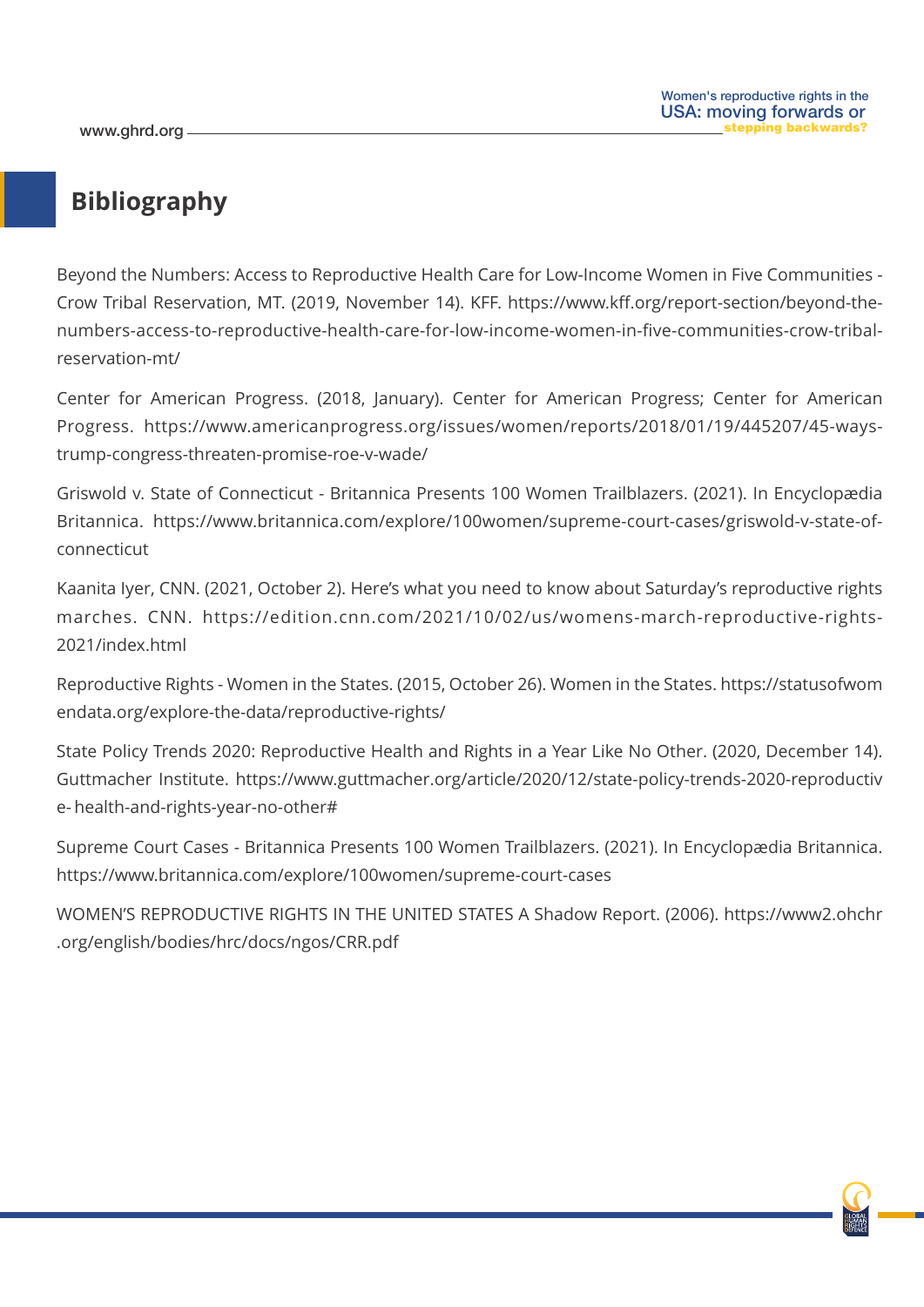# Bibliography

Beyond the Numbers: Access to Reproductive Health Care for Low-Income Women in Five Communities - Crow Tribal Reservation, MT. (2019, November 14). KFF. https://www.kff.org/report-section/beyond-the-numbers-access-to-reproductive-health-care-for-low-income-women-in-five-communities-crow-tribal-reservation-mt/

Center for American Progress. (2018, January). Center for American Progress; Center for American Progress. https://www.americanprogress.org/issues/women/reports/2018/01/19/445207/45-ways-trump-congress-threaten-promise-roe-v-wade/

Griswold v. State of Connecticut - Britannica Presents 100 Women Trailblazers. (2021). In Encyclopædia Britannica. https://www.britannica.com/explore/100women/supreme-court-cases/griswold-v-state-of-connecticut

Kaanita Iyer, CNN. (2021, October 2). Here's what you need to know about Saturday's reproductive rights marches. CNN. https://edition.cnn.com/2021/10/02/us/womens-march-reproductive-rights-2021/index.html

Reproductive Rights - Women in the States. (2015, October 26). Women in the States. https://statusofwomendata.org/explore-the-data/reproductive-rights/

State Policy Trends 2020: Reproductive Health and Rights in a Year Like No Other. (2020, December 14). Guttmacher Institute. https://www.guttmacher.org/article/2020/12/state-policy-trends-2020-reproductive-health-and-rights-year-no-other#

Supreme Court Cases - Britannica Presents 100 Women Trailblazers. (2021). In Encyclopædia Britannica. https://www.britannica.com/explore/100women/supreme-court-cases

WOMEN'S REPRODUCTIVE RIGHTS IN THE UNITED STATES A Shadow Report. (2006). https://www2.ohchr.org/english/bodies/hrc/docs/ngos/CRR.pdf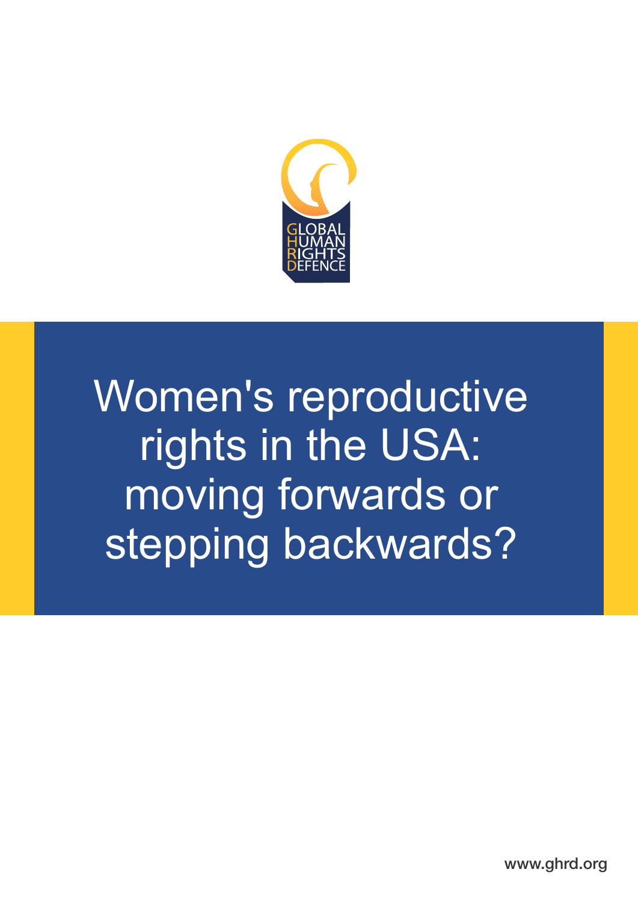GLOBAL HUMAN RIGHTS DEFENCE

# Women's reproductive rights in the USA: moving forwards or stepping backwards?

www.ghrd.org